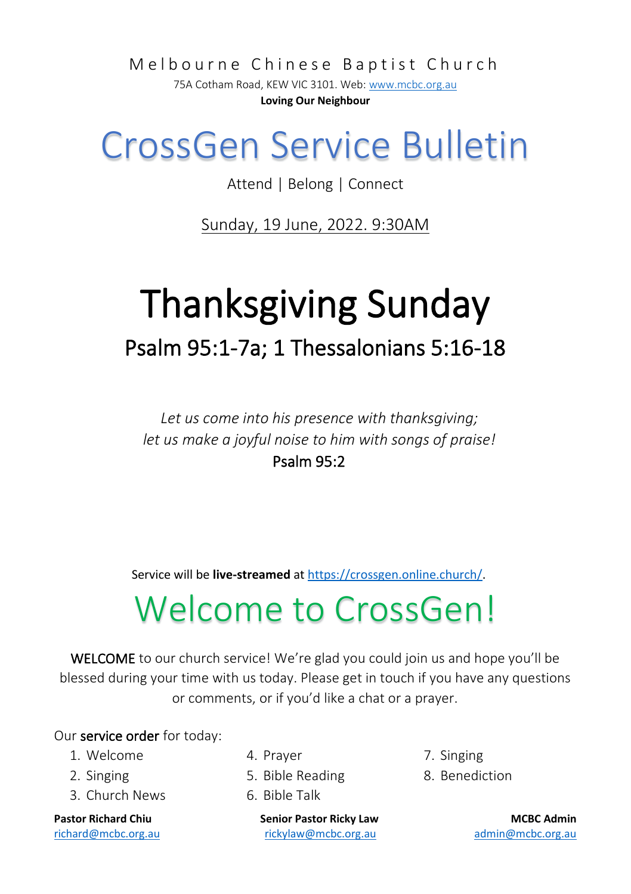Melbourne Chinese Baptist Church

75A Cotham Road, KEW VIC 3101. Web: www.mcbc.org.au

**Loving Our Neighbour**

# CrossGen Service Bulletin

Attend | Belong | Connect

Sunday, 19 June, 2022. 9:30AM

# Thanksgiving Sunday

## Psalm 95:1-7a; 1 Thessalonians 5:16-18

*Let us come into his presence with thanksgiving;*
*let us make a joyful noise to him with songs of praise!*
Psalm 95:2

Service will be **live-streamed** at https://crossgen.online.church/.

# Welcome to CrossGen!

WELCOME to our church service! We're glad you could join us and hope you'll be blessed during your time with us today. Please get in touch if you have any questions or comments, or if you'd like a chat or a prayer.

Our service order for today:

1. Welcome
2. Singing
3. Church News
4. Prayer
5. Bible Reading
6. Bible Talk
7. Singing
8. Benediction

**Pastor Richard Chiu**
richard@mcbc.org.au

**Senior Pastor Ricky Law**
rickylaw@mcbc.org.au

**MCBC Admin**
admin@mcbc.org.au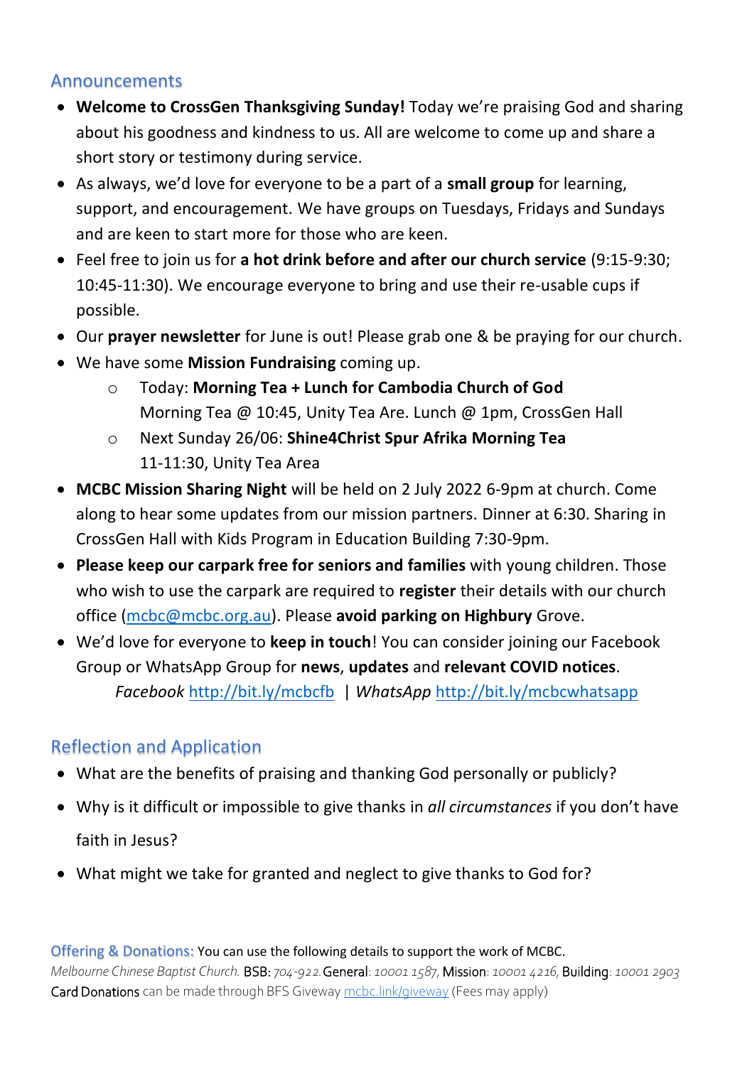## Announcements

- **Welcome to CrossGen Thanksgiving Sunday!** Today we're praising God and sharing about his goodness and kindness to us. All are welcome to come up and share a short story or testimony during service.
- As always, we'd love for everyone to be a part of a **small group** for learning, support, and encouragement. We have groups on Tuesdays, Fridays and Sundays and are keen to start more for those who are keen.
- Feel free to join us for **a hot drink before and after our church service** (9:15-9:30; 10:45-11:30). We encourage everyone to bring and use their re-usable cups if possible.
- Our **prayer newsletter** for June is out! Please grab one & be praying for our church.
- We have some **Mission Fundraising** coming up.
    - Today: **Morning Tea + Lunch for Cambodia Church of God**
      Morning Tea @ 10:45, Unity Tea Are. Lunch @ 1pm, CrossGen Hall
    - Next Sunday 26/06: **Shine4Christ Spur Afrika Morning Tea**
      11-11:30, Unity Tea Area
- **MCBC Mission Sharing Night** will be held on 2 July 2022 6-9pm at church. Come along to hear some updates from our mission partners. Dinner at 6:30. Sharing in CrossGen Hall with Kids Program in Education Building 7:30-9pm.
- **Please keep our carpark free for seniors and families** with young children. Those who wish to use the carpark are required to **register** their details with our church office (mcbc@mcbc.org.au). Please **avoid parking on Highbury** Grove.
- We'd love for everyone to **keep in touch**! You can consider joining our Facebook Group or WhatsApp Group for **news**, **updates** and **relevant COVID notices**.
  *Facebook* http://bit.ly/mcbcfb | *WhatsApp* http://bit.ly/mcbcwhatsapp

## Reflection and Application

- What are the benefits of praising and thanking God personally or publicly?
- Why is it difficult or impossible to give thanks in *all circumstances* if you don't have faith in Jesus?
- What might we take for granted and neglect to give thanks to God for?

**Offering & Donations:** You can use the following details to support the work of MCBC.
*Melbourne Chinese Baptist Church.* BSB: *704-922.* General: *10001 1587*, Mission: *10001 4216*, Building: *10001 2903*
Card Donations can be made through BFS Giveway mcbc.link/giveway (Fees may apply)